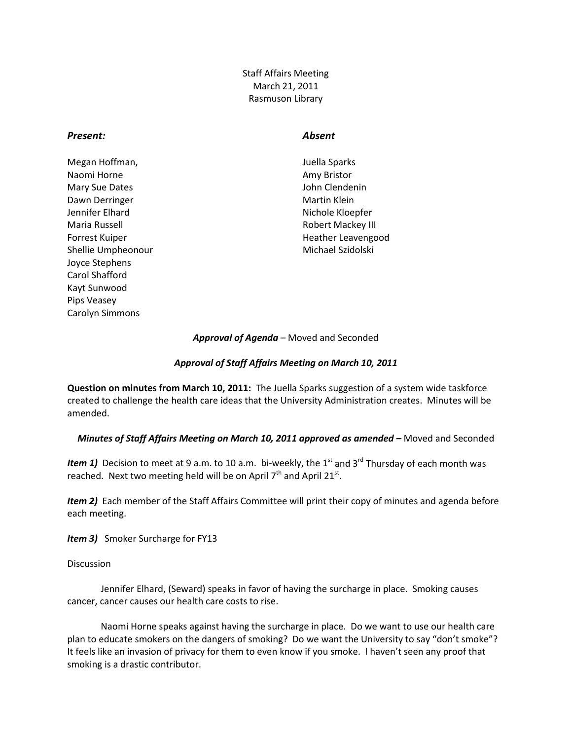Staff Affairs Meeting
March 21, 2011
Rasmuson Library

***Present:***

Megan Hoffman,
Naomi Horne
Mary Sue Dates
Dawn Derringer
Jennifer Elhard
Maria Russell
Forrest Kuiper
Shellie Umpheonour
Joyce Stephens
Carol Shafford
Kayt Sunwood
Pips Veasey
Carolyn Simmons

***Absent***

Juella Sparks
Amy Bristor
John Clendenin
Martin Klein
Nichole Kloepfer
Robert Mackey III
Heather Leavengood
Michael Szidolski

***Approval of Agenda*** – Moved and Seconded

***Approval of Staff Affairs Meeting on March 10, 2011***

**Question on minutes from March 10, 2011:** The Juella Sparks suggestion of a system wide taskforce created to challenge the health care ideas that the University Administration creates. Minutes will be amended.

***Minutes of Staff Affairs Meeting on March 10, 2011 approved as amended –*** Moved and Seconded

***Item 1)*** Decision to meet at 9 a.m. to 10 a.m. bi-weekly, the 1st and 3rd Thursday of each month was reached. Next two meeting held will be on April 7th and April 21st.

***Item 2)*** Each member of the Staff Affairs Committee will print their copy of minutes and agenda before each meeting.

***Item 3)*** Smoker Surcharge for FY13

Discussion

Jennifer Elhard, (Seward) speaks in favor of having the surcharge in place. Smoking causes cancer, cancer causes our health care costs to rise.

Naomi Horne speaks against having the surcharge in place. Do we want to use our health care plan to educate smokers on the dangers of smoking? Do we want the University to say "don't smoke"? It feels like an invasion of privacy for them to even know if you smoke. I haven't seen any proof that smoking is a drastic contributor.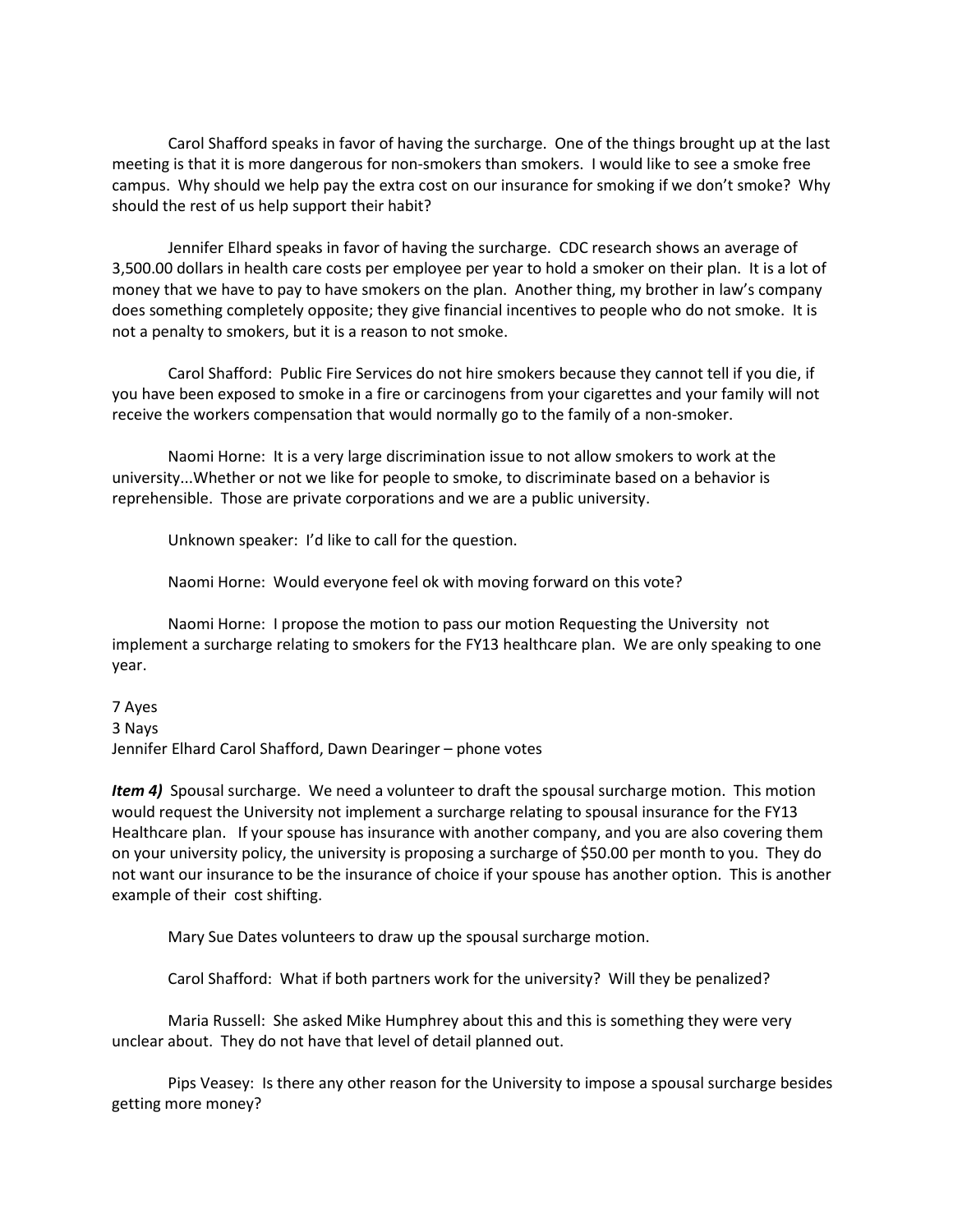Carol Shafford speaks in favor of having the surcharge. One of the things brought up at the last meeting is that it is more dangerous for non-smokers than smokers. I would like to see a smoke free campus. Why should we help pay the extra cost on our insurance for smoking if we don't smoke? Why should the rest of us help support their habit?

Jennifer Elhard speaks in favor of having the surcharge. CDC research shows an average of 3,500.00 dollars in health care costs per employee per year to hold a smoker on their plan. It is a lot of money that we have to pay to have smokers on the plan. Another thing, my brother in law's company does something completely opposite; they give financial incentives to people who do not smoke. It is not a penalty to smokers, but it is a reason to not smoke.

Carol Shafford: Public Fire Services do not hire smokers because they cannot tell if you die, if you have been exposed to smoke in a fire or carcinogens from your cigarettes and your family will not receive the workers compensation that would normally go to the family of a non-smoker.

Naomi Horne: It is a very large discrimination issue to not allow smokers to work at the university...Whether or not we like for people to smoke, to discriminate based on a behavior is reprehensible. Those are private corporations and we are a public university.

Unknown speaker: I'd like to call for the question.

Naomi Horne: Would everyone feel ok with moving forward on this vote?

Naomi Horne: I propose the motion to pass our motion Requesting the University not implement a surcharge relating to smokers for the FY13 healthcare plan. We are only speaking to one year.

7 Ayes
3 Nays
Jennifer Elhard Carol Shafford, Dawn Dearinger – phone votes

***Item 4)*** Spousal surcharge. We need a volunteer to draft the spousal surcharge motion. This motion would request the University not implement a surcharge relating to spousal insurance for the FY13 Healthcare plan. If your spouse has insurance with another company, and you are also covering them on your university policy, the university is proposing a surcharge of $50.00 per month to you. They do not want our insurance to be the insurance of choice if your spouse has another option. This is another example of their cost shifting.

Mary Sue Dates volunteers to draw up the spousal surcharge motion.

Carol Shafford: What if both partners work for the university? Will they be penalized?

Maria Russell: She asked Mike Humphrey about this and this is something they were very unclear about. They do not have that level of detail planned out.

Pips Veasey: Is there any other reason for the University to impose a spousal surcharge besides getting more money?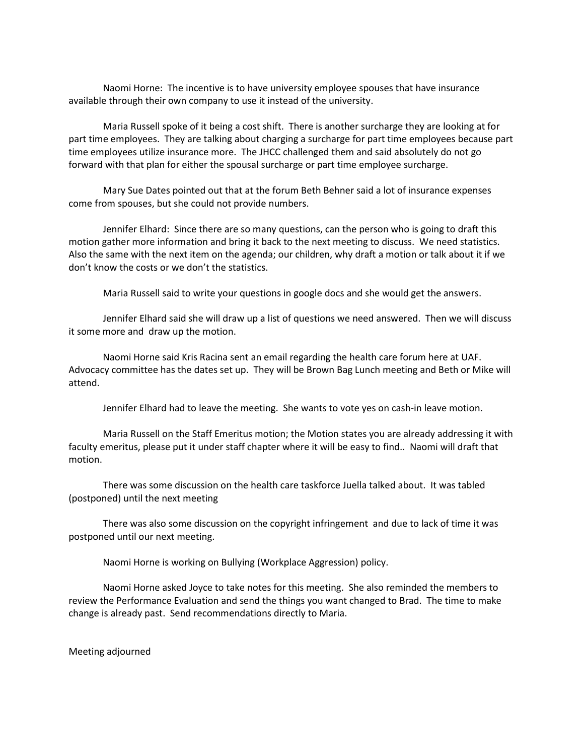Naomi Horne: The incentive is to have university employee spouses that have insurance available through their own company to use it instead of the university.

Maria Russell spoke of it being a cost shift. There is another surcharge they are looking at for part time employees. They are talking about charging a surcharge for part time employees because part time employees utilize insurance more. The JHCC challenged them and said absolutely do not go forward with that plan for either the spousal surcharge or part time employee surcharge.

Mary Sue Dates pointed out that at the forum Beth Behner said a lot of insurance expenses come from spouses, but she could not provide numbers.

Jennifer Elhard: Since there are so many questions, can the person who is going to draft this motion gather more information and bring it back to the next meeting to discuss. We need statistics. Also the same with the next item on the agenda; our children, why draft a motion or talk about it if we don't know the costs or we don't the statistics.

Maria Russell said to write your questions in google docs and she would get the answers.

Jennifer Elhard said she will draw up a list of questions we need answered. Then we will discuss it some more and draw up the motion.

Naomi Horne said Kris Racina sent an email regarding the health care forum here at UAF. Advocacy committee has the dates set up. They will be Brown Bag Lunch meeting and Beth or Mike will attend.

Jennifer Elhard had to leave the meeting. She wants to vote yes on cash-in leave motion.

Maria Russell on the Staff Emeritus motion; the Motion states you are already addressing it with faculty emeritus, please put it under staff chapter where it will be easy to find.. Naomi will draft that motion.

There was some discussion on the health care taskforce Juella talked about. It was tabled (postponed) until the next meeting

There was also some discussion on the copyright infringement and due to lack of time it was postponed until our next meeting.

Naomi Horne is working on Bullying (Workplace Aggression) policy.

Naomi Horne asked Joyce to take notes for this meeting. She also reminded the members to review the Performance Evaluation and send the things you want changed to Brad. The time to make change is already past. Send recommendations directly to Maria.

Meeting adjourned